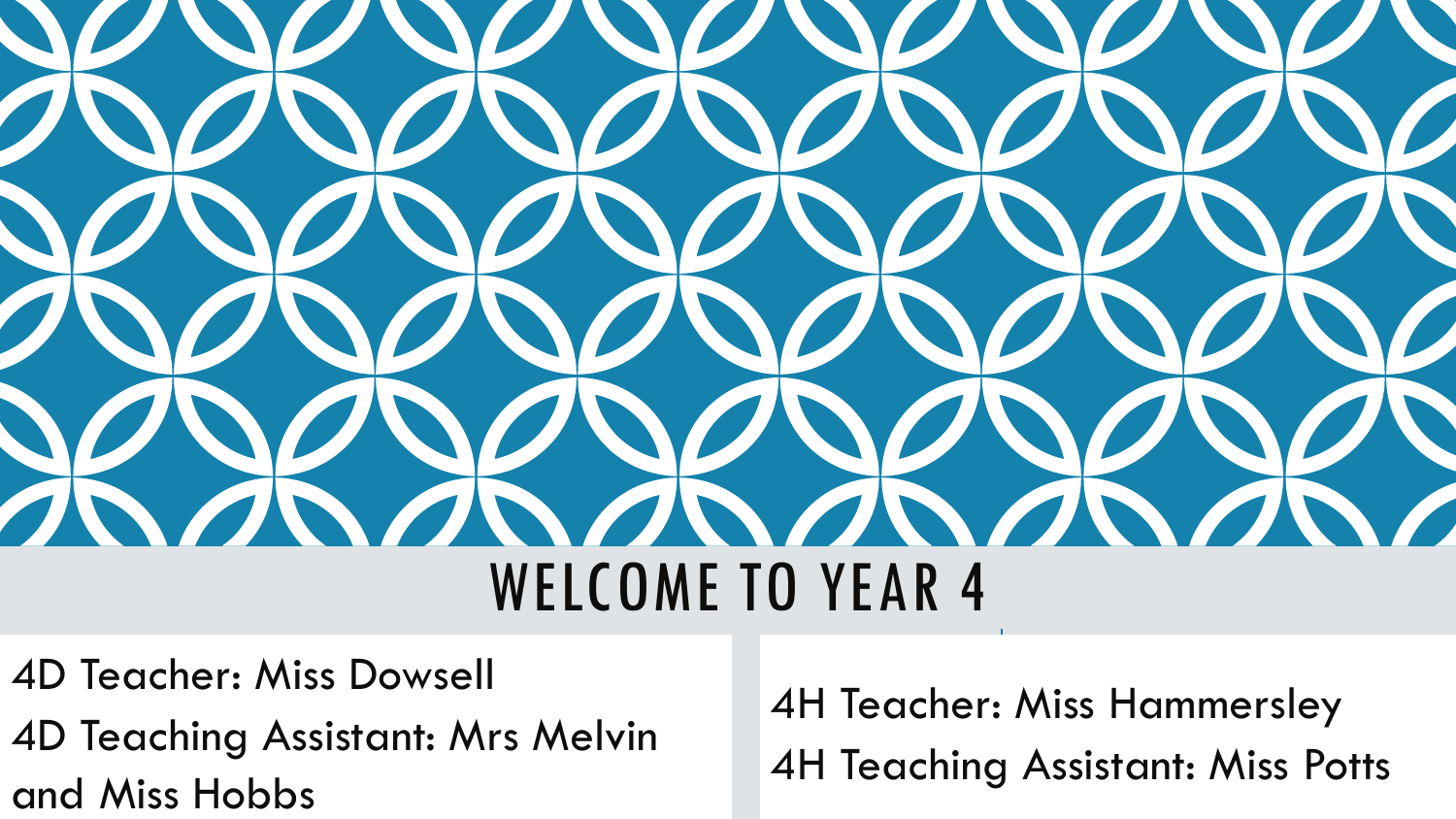# WELCOME TO YEAR 4

4D Teacher: Miss Dowsell

4D Teaching Assistant: Mrs Melvin and Miss Hobbs

4H Teacher: Miss Hammersley

4H Teaching Assistant: Miss Potts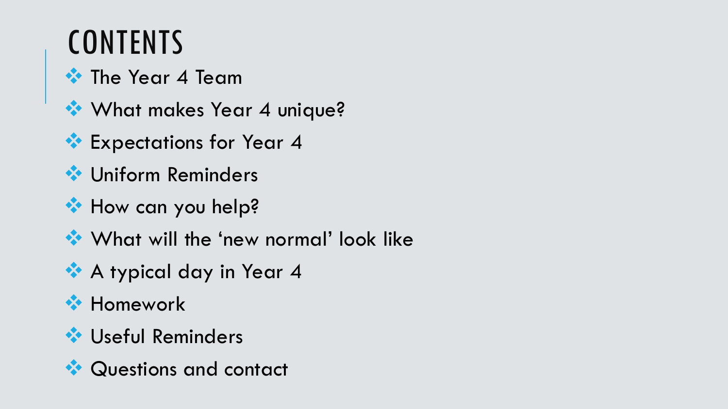# CONTENTS

- The Year 4 Team
- What makes Year 4 unique?
- Expectations for Year 4
- Uniform Reminders
- How can you help?
- What will the 'new normal' look like
- A typical day in Year 4
- Homework
- Useful Reminders
- Questions and contact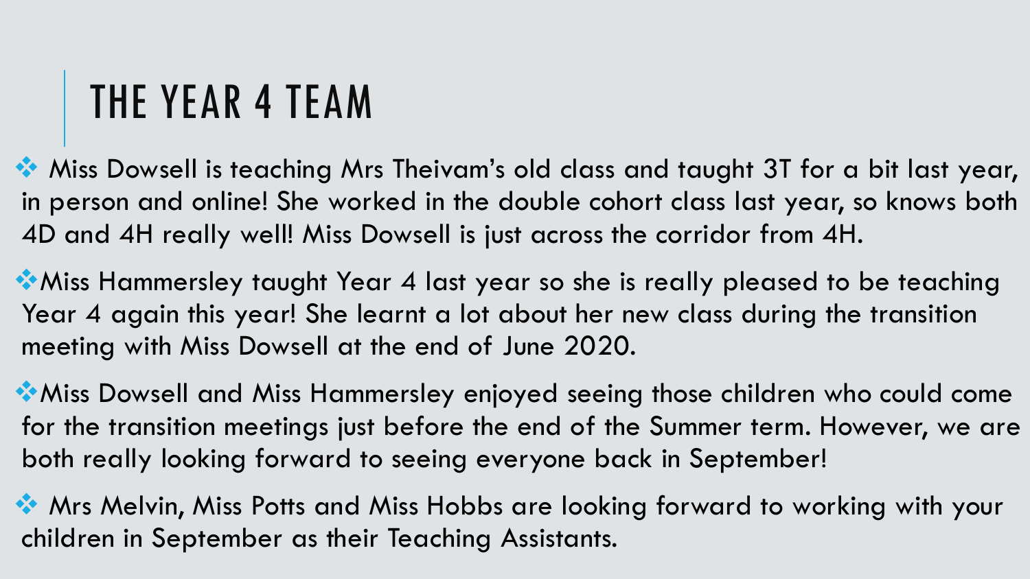# THE YEAR 4 TEAM

- Miss Dowsell is teaching Mrs Theivam's old class and taught 3T for a bit last year, in person and online! She worked in the double cohort class last year, so knows both 4D and 4H really well! Miss Dowsell is just across the corridor from 4H.
- Miss Hammersley taught Year 4 last year so she is really pleased to be teaching Year 4 again this year! She learnt a lot about her new class during the transition meeting with Miss Dowsell at the end of June 2020.
- Miss Dowsell and Miss Hammersley enjoyed seeing those children who could come for the transition meetings just before the end of the Summer term. However, we are both really looking forward to seeing everyone back in September!
- Mrs Melvin, Miss Potts and Miss Hobbs are looking forward to working with your children in September as their Teaching Assistants.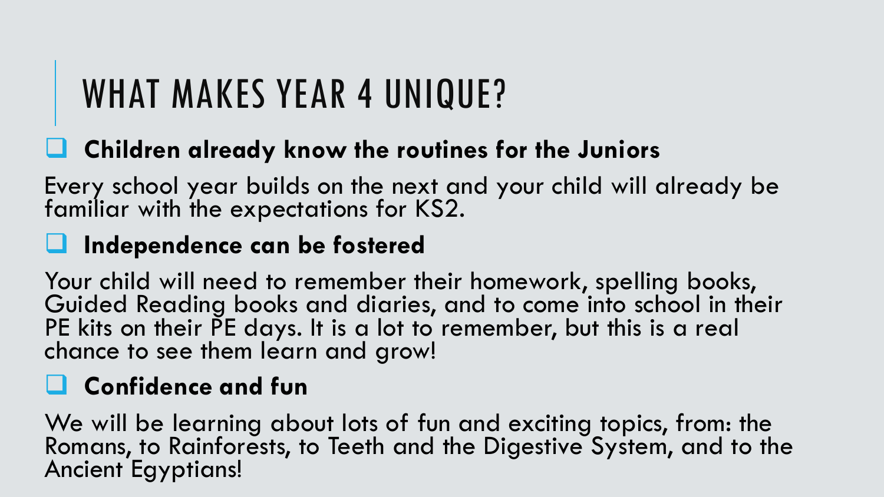# WHAT MAKES YEAR 4 UNIQUE?

- **Children already know the routines for the Juniors**

Every school year builds on the next and your child will already be familiar with the expectations for KS2.

- **Independence can be fostered**

Your child will need to remember their homework, spelling books, Guided Reading books and diaries, and to come into school in their PE kits on their PE days. It is a lot to remember, but this is a real chance to see them learn and grow!

- **Confidence and fun**

We will be learning about lots of fun and exciting topics, from: the Romans, to Rainforests, to Teeth and the Digestive System, and to the Ancient Egyptians!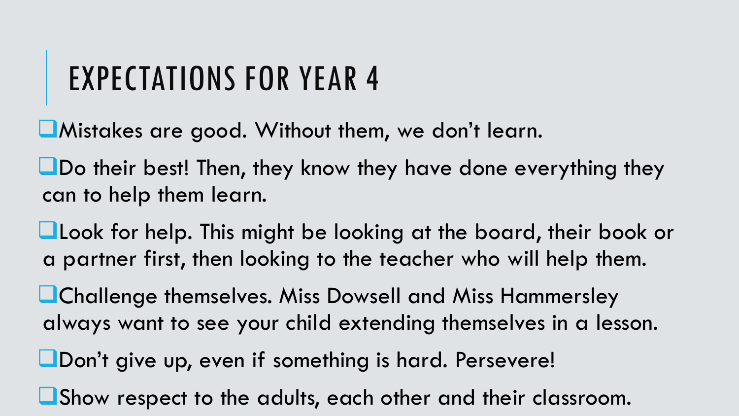# EXPECTATIONS FOR YEAR 4

- Mistakes are good. Without them, we don't learn.
- Do their best! Then, they know they have done everything they can to help them learn.
- Look for help. This might be looking at the board, their book or a partner first, then looking to the teacher who will help them.
- Challenge themselves. Miss Dowsell and Miss Hammersley always want to see your child extending themselves in a lesson.
- Don't give up, even if something is hard. Persevere!
- Show respect to the adults, each other and their classroom.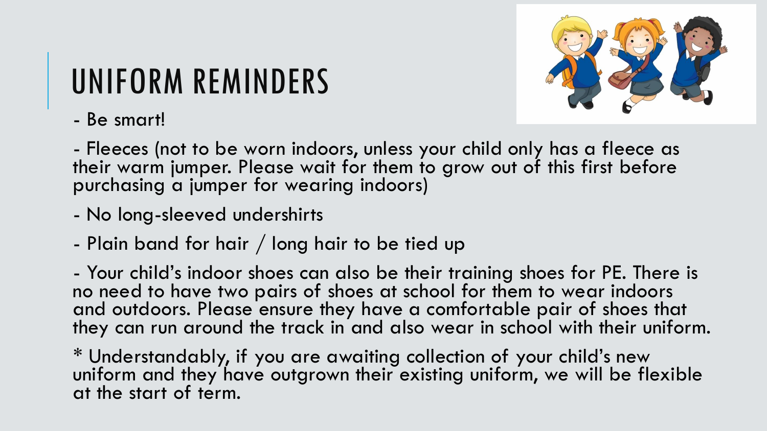# UNIFORM REMINDERS

- Be smart!

- Fleeces (not to be worn indoors, unless your child only has a fleece as their warm jumper. Please wait for them to grow out of this first before purchasing a jumper for wearing indoors)

- No long-sleeved undershirts

- Plain band for hair / long hair to be tied up

- Your child's indoor shoes can also be their training shoes for PE. There is no need to have two pairs of shoes at school for them to wear indoors and outdoors. Please ensure they have a comfortable pair of shoes that they can run around the track in and also wear in school with their uniform.

* Understandably, if you are awaiting collection of your child's new uniform and they have outgrown their existing uniform, we will be flexible at the start of term.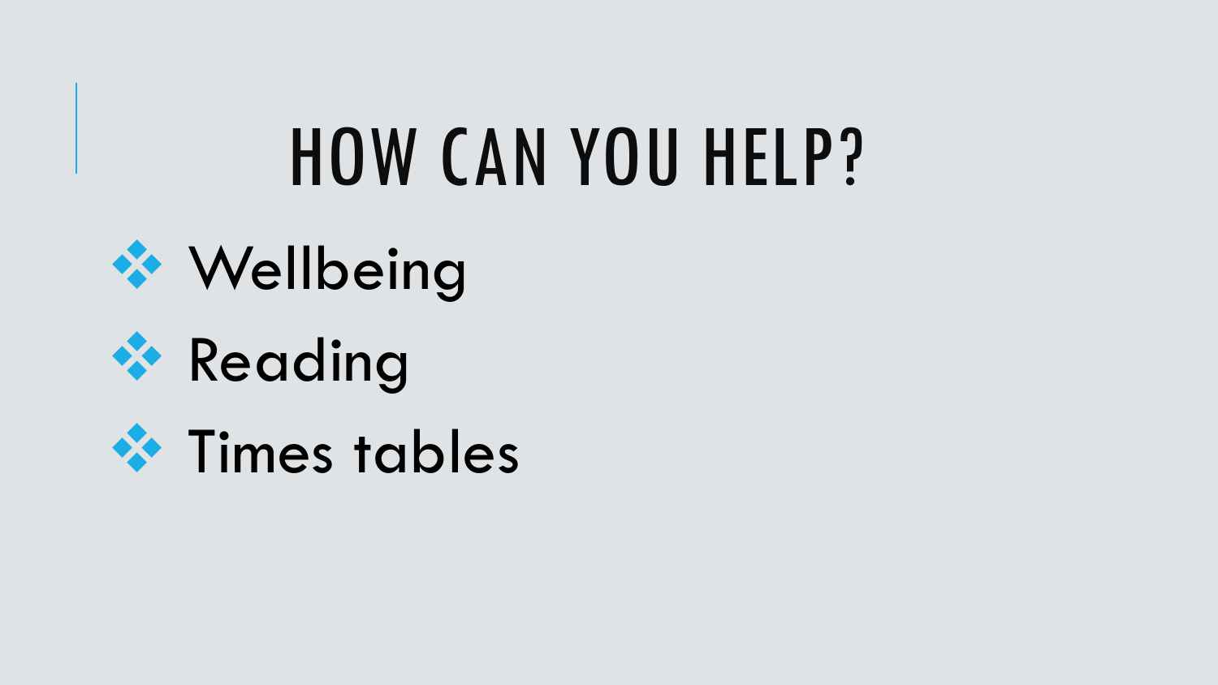# HOW CAN YOU HELP?

- Wellbeing
- Reading
- Times tables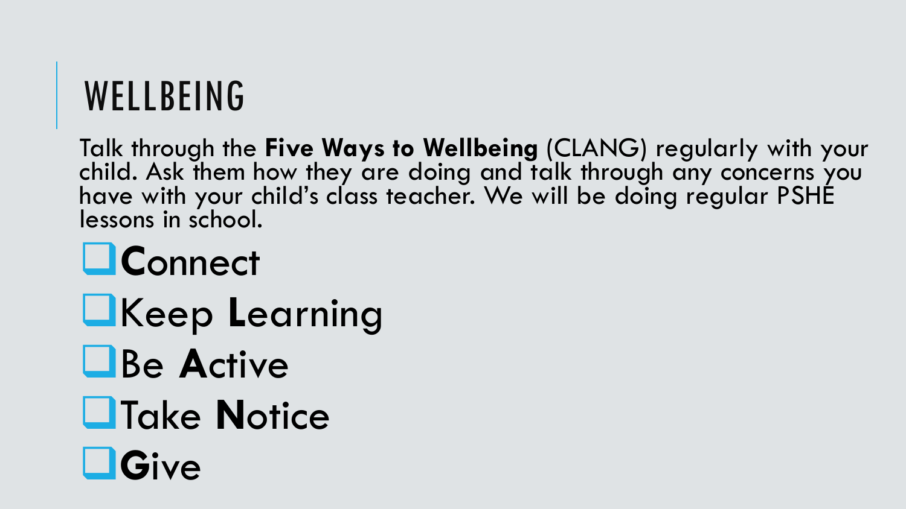# WELLBEING

Talk through the **Five Ways to Wellbeing** (CLANG) regularly with your child. Ask them how they are doing and talk through any concerns you have with your child's class teacher. We will be doing regular PSHE lessons in school.

- **C**onnect
- Keep **L**earning
- Be **A**ctive
- Take **N**otice
- **G**ive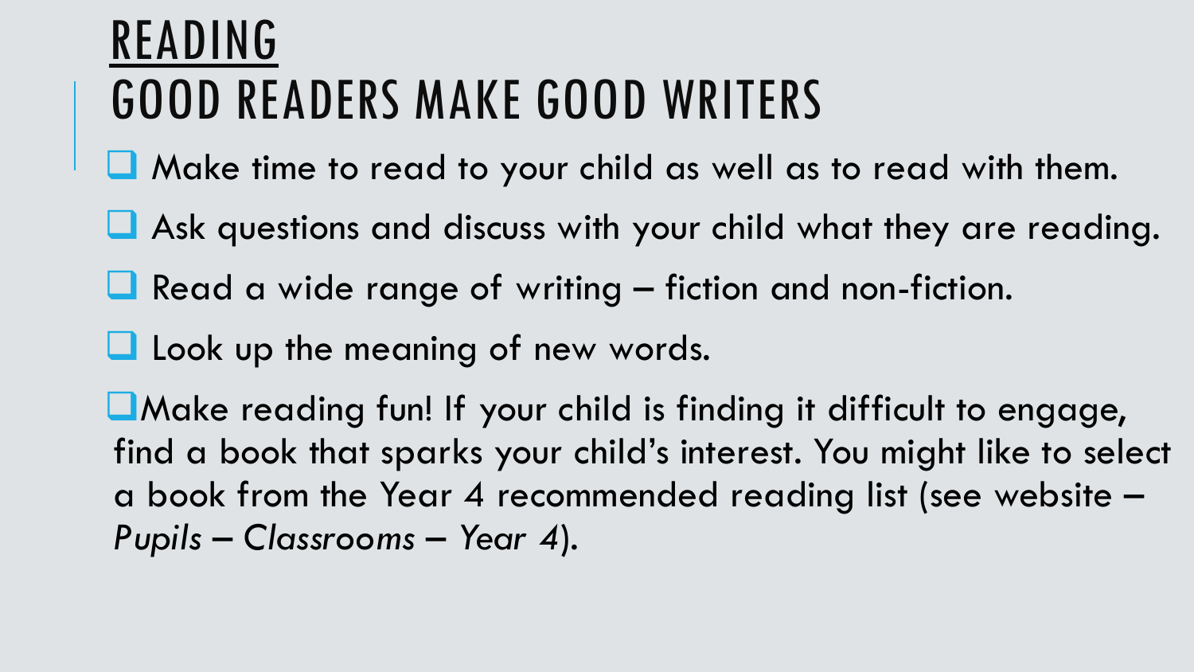# READING
# GOOD READERS MAKE GOOD WRITERS

- Make time to read to your child as well as to read with them.
- Ask questions and discuss with your child what they are reading.
- Read a wide range of writing – fiction and non-fiction.
- Look up the meaning of new words.
- Make reading fun! If your child is finding it difficult to engage, find a book that sparks your child's interest. You might like to select a book from the Year 4 recommended reading list (see website – *Pupils – Classrooms – Year 4*).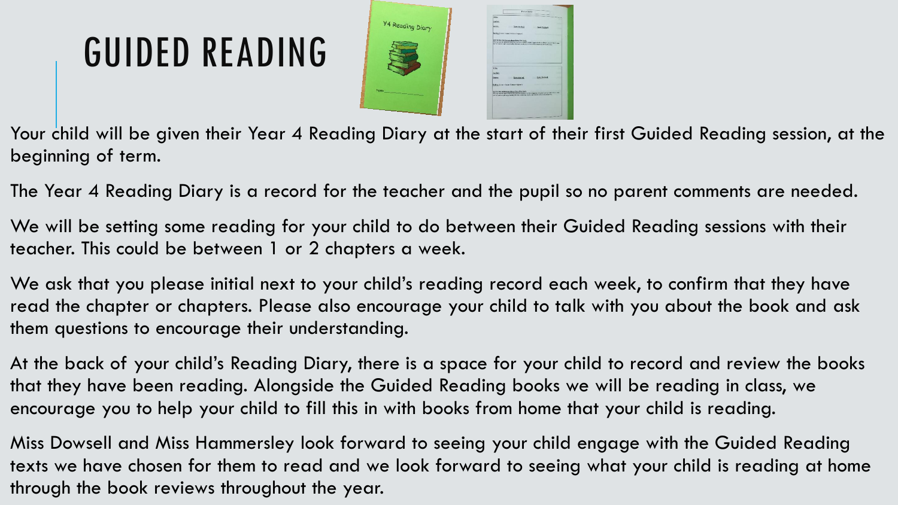# GUIDED READING

Your child will be given their Year 4 Reading Diary at the start of their first Guided Reading session, at the beginning of term.

The Year 4 Reading Diary is a record for the teacher and the pupil so no parent comments are needed.

We will be setting some reading for your child to do between their Guided Reading sessions with their teacher. This could be between 1 or 2 chapters a week.

We ask that you please initial next to your child's reading record each week, to confirm that they have read the chapter or chapters. Please also encourage your child to talk with you about the book and ask them questions to encourage their understanding.

At the back of your child's Reading Diary, there is a space for your child to record and review the books that they have been reading. Alongside the Guided Reading books we will be reading in class, we encourage you to help your child to fill this in with books from home that your child is reading.

Miss Dowsell and Miss Hammersley look forward to seeing your child engage with the Guided Reading texts we have chosen for them to read and we look forward to seeing what your child is reading at home through the book reviews throughout the year.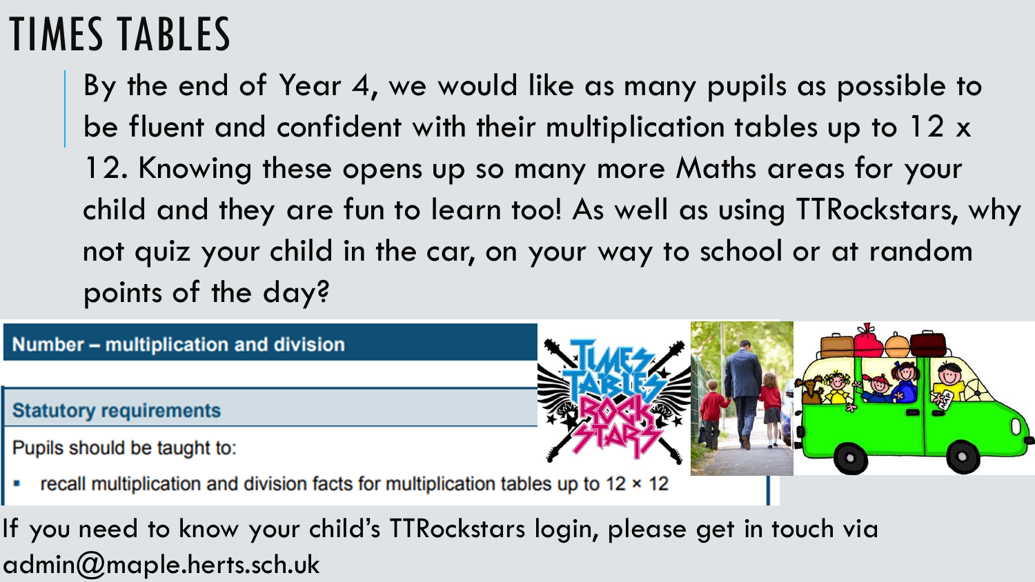# TIMES TABLES

By the end of Year 4, we would like as many pupils as possible to be fluent and confident with their multiplication tables up to 12 x 12. Knowing these opens up so many more Maths areas for your child and they are fun to learn too! As well as using TTRockstars, why not quiz your child in the car, on your way to school or at random points of the day?

**Number – multiplication and division**

**Statutory requirements**

Pupils should be taught to:

- recall multiplication and division facts for multiplication tables up to 12 × 12

If you need to know your child's TTRockstars login, please get in touch via admin@maple.herts.sch.uk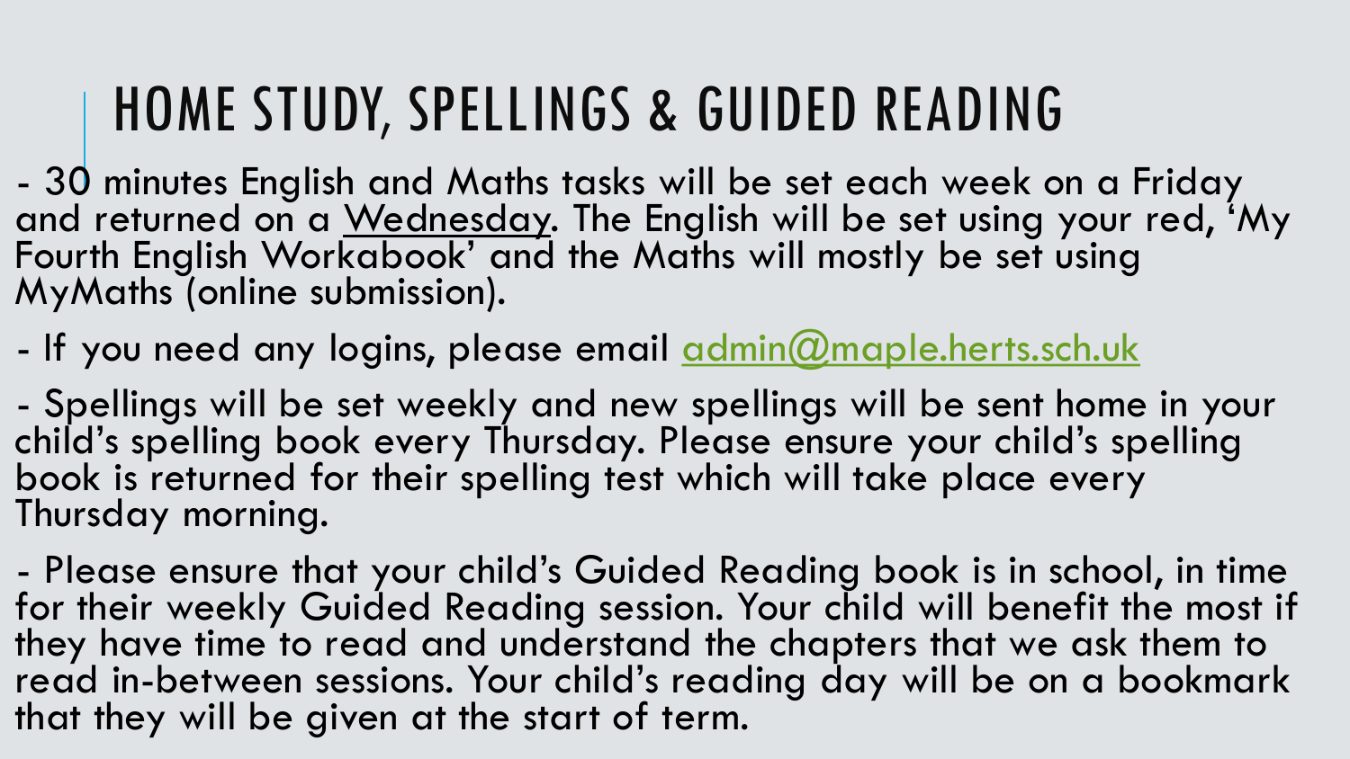# HOME STUDY, SPELLINGS & GUIDED READING

- 30 minutes English and Maths tasks will be set each week on a Friday and returned on a Wednesday. The English will be set using your red, 'My Fourth English Workabook' and the Maths will mostly be set using MyMaths (online submission).

- If you need any logins, please email admin@maple.herts.sch.uk

- Spellings will be set weekly and new spellings will be sent home in your child's spelling book every Thursday. Please ensure your child's spelling book is returned for their spelling test which will take place every Thursday morning.

- Please ensure that your child's Guided Reading book is in school, in time for their weekly Guided Reading session. Your child will benefit the most if they have time to read and understand the chapters that we ask them to read in-between sessions. Your child's reading day will be on a bookmark that they will be given at the start of term.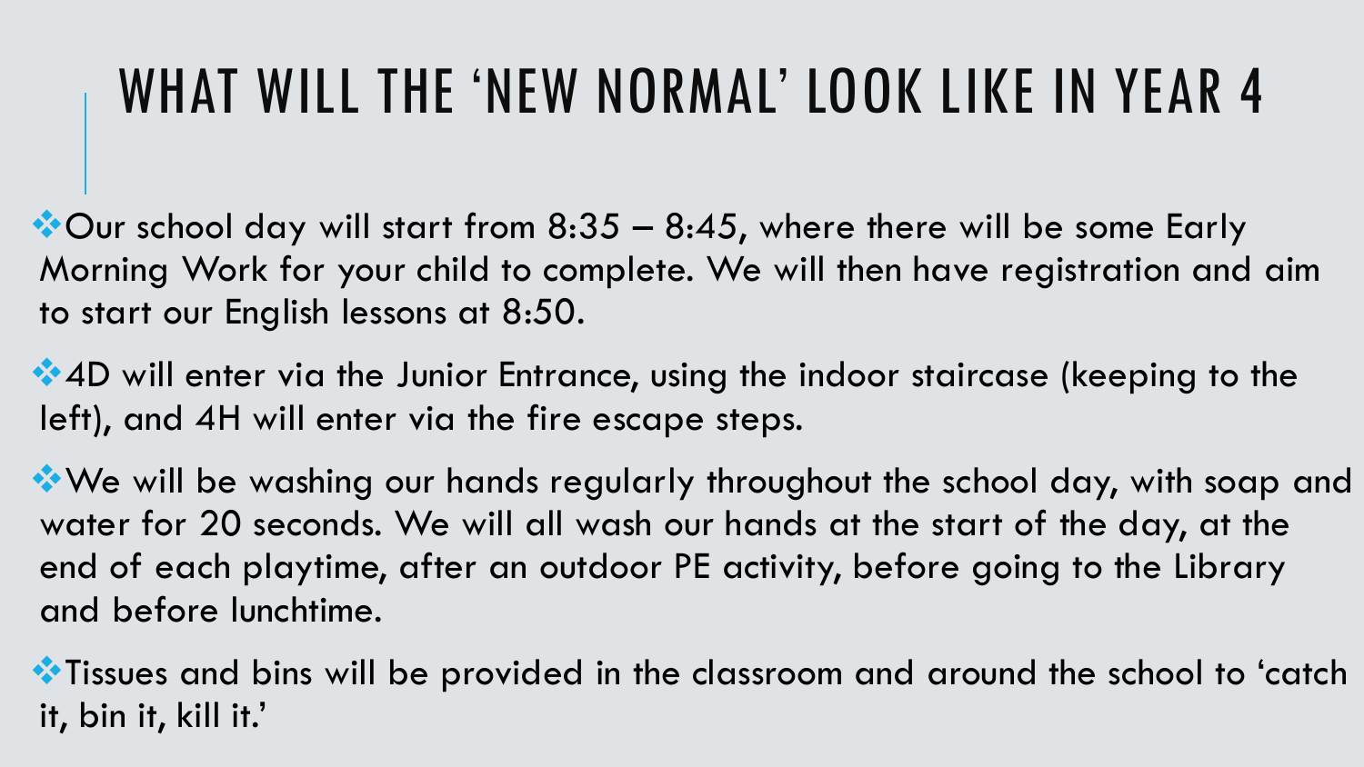# WHAT WILL THE 'NEW NORMAL' LOOK LIKE IN YEAR 4

- Our school day will start from 8:35 – 8:45, where there will be some Early Morning Work for your child to complete. We will then have registration and aim to start our English lessons at 8:50.
- 4D will enter via the Junior Entrance, using the indoor staircase (keeping to the left), and 4H will enter via the fire escape steps.
- We will be washing our hands regularly throughout the school day, with soap and water for 20 seconds. We will all wash our hands at the start of the day, at the end of each playtime, after an outdoor PE activity, before going to the Library and before lunchtime.
- Tissues and bins will be provided in the classroom and around the school to 'catch it, bin it, kill it.'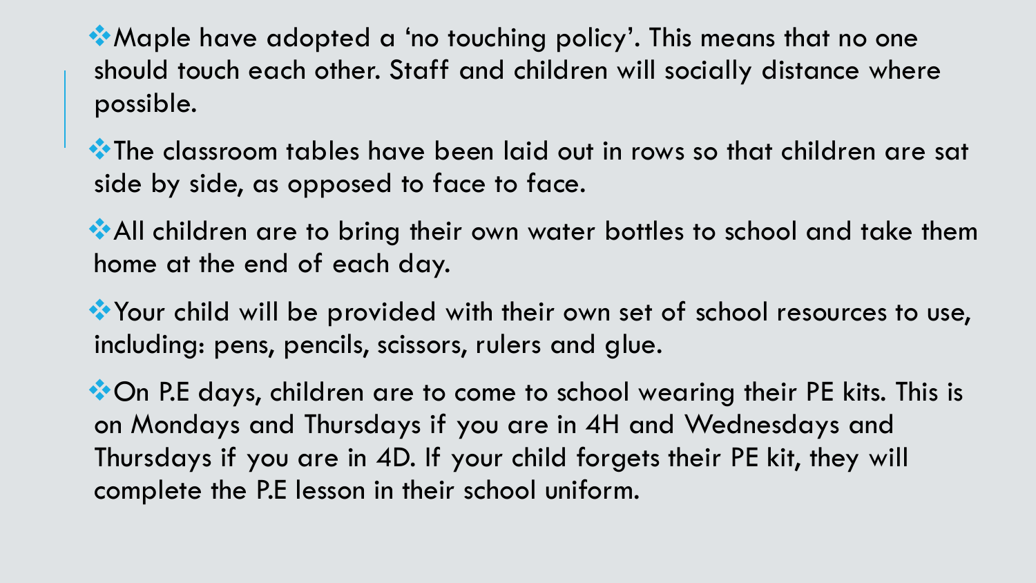- Maple have adopted a ‘no touching policy’. This means that no one should touch each other. Staff and children will socially distance where possible.
- The classroom tables have been laid out in rows so that children are sat side by side, as opposed to face to face.
- All children are to bring their own water bottles to school and take them home at the end of each day.
- Your child will be provided with their own set of school resources to use, including: pens, pencils, scissors, rulers and glue.
- On P.E days, children are to come to school wearing their PE kits. This is on Mondays and Thursdays if you are in 4H and Wednesdays and Thursdays if you are in 4D. If your child forgets their PE kit, they will complete the P.E lesson in their school uniform.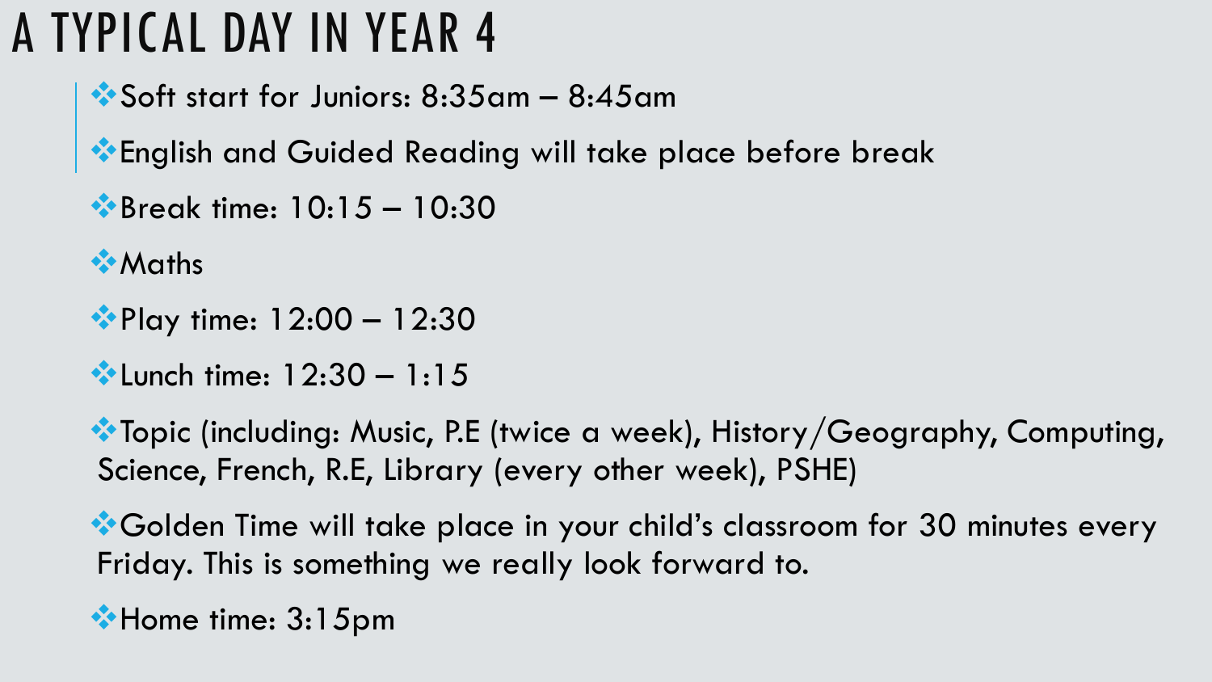# A TYPICAL DAY IN YEAR 4

- Soft start for Juniors: 8:35am – 8:45am
- English and Guided Reading will take place before break
- Break time: 10:15 – 10:30
- Maths
- Play time: 12:00 – 12:30
- Lunch time: 12:30 – 1:15
- Topic (including: Music, P.E (twice a week), History/Geography, Computing, Science, French, R.E, Library (every other week), PSHE)
- Golden Time will take place in your child's classroom for 30 minutes every Friday. This is something we really look forward to.
- Home time: 3:15pm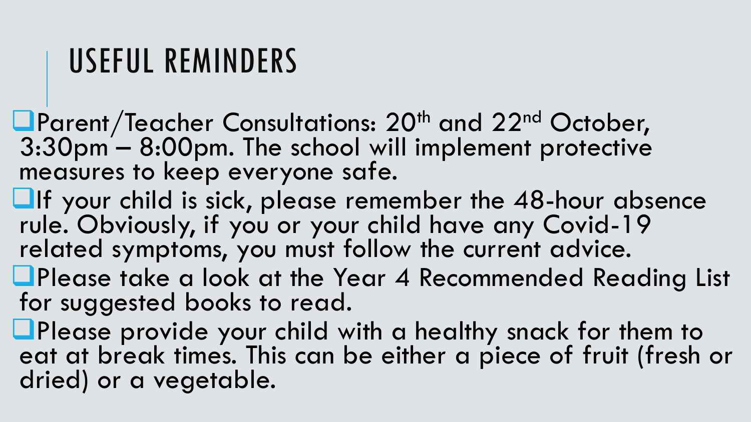# USEFUL REMINDERS

- Parent/Teacher Consultations: 20th and 22nd October, 3:30pm – 8:00pm. The school will implement protective measures to keep everyone safe.
- If your child is sick, please remember the 48-hour absence rule. Obviously, if you or your child have any Covid-19 related symptoms, you must follow the current advice.
- Please take a look at the Year 4 Recommended Reading List for suggested books to read.
- Please provide your child with a healthy snack for them to eat at break times. This can be either a piece of fruit (fresh or dried) or a vegetable.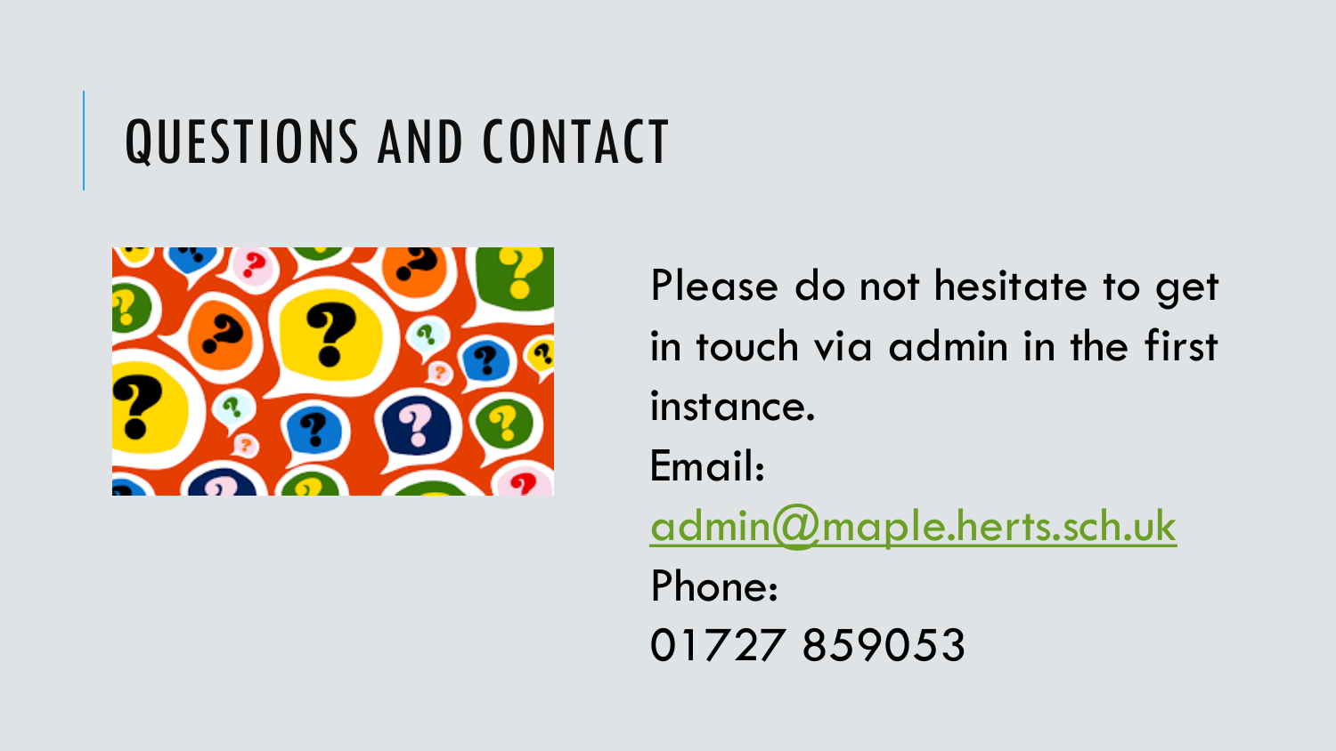# QUESTIONS AND CONTACT

Please do not hesitate to get in touch via admin in the first instance.

Email:

admin@maple.herts.sch.uk

Phone:

01727 859053